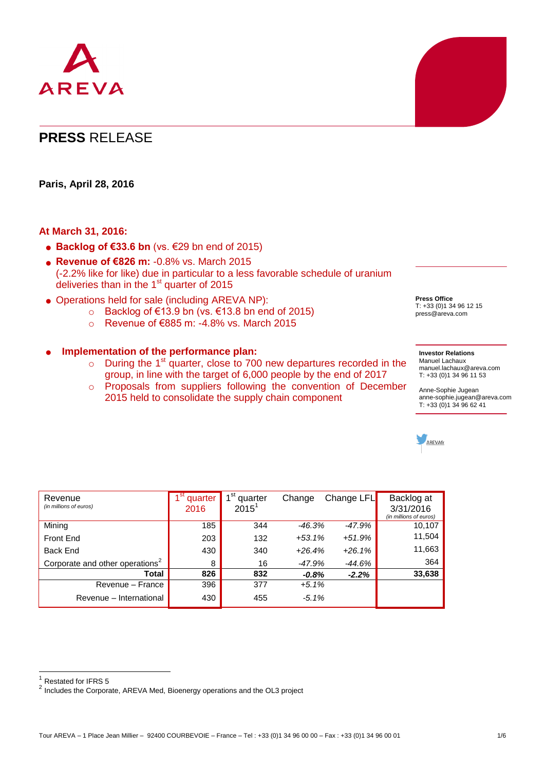AREVA

# PRESS RELEASE

**Paris, April 28, 2016**

**At March 31, 2016:**

- **Backlog of €33.6 bn** (vs. €29 bn end of 2015)
- **Revenue of €826 m:** -0.8% vs. March 2015 (-2.2% like for like) due in particular to a less favorable schedule of uranium deliveries than in the 1st quarter of 2015
- Operations held for sale (including AREVA NP):
  - Backlog of €13.9 bn (vs. €13.8 bn end of 2015)
  - Revenue of €885 m: -4.8% vs. March 2015

- **Implementation of the performance plan:**
  - During the 1st quarter, close to 700 new departures recorded in the group, in line with the target of 6,000 people by the end of 2017
  - Proposals from suppliers following the convention of December 2015 held to consolidate the supply chain component

**Press Office**
T: +33 (0)1 34 96 12 15
press@areva.com

**Investor Relations**
Manuel Lachaux
manuel.lachaux@areva.com
T: +33 (0)1 34 96 11 53

Anne-Sophie Jugean
anne-sophie.jugean@areva.com
T: +33 (0)1 34 96 62 41

AREVAfr

| Revenue *(in millions of euros)* | 1st quarter 2016 | 1st quarter 2015[1] | Change | Change LFL | Backlog at 3/31/2016 *(in millions of euros)* |
|---|---|---|---|---|---|
| Mining | 185 | 344 | *-46.3%* | *-47.9%* | 10,107 |
| Front End | 203 | 132 | *+53.1%* | *+51.9%* | 11,504 |
| Back End | 430 | 340 | *+26.4%* | *+26.1%* | 11,663 |
| Corporate and other operations[2] | 8 | 16 | *-47.9%* | *-44.6%* | 364 |
| **Total** | **826** | **832** | ***-0.8%*** | ***-2.2%*** | **33,638** |
| Revenue – France | 396 | 377 | *+5.1%* | | |
| Revenue – International | 430 | 455 | *-5.1%* | | |

[1] Restated for IFRS 5
[2] Includes the Corporate, AREVA Med, Bioenergy operations and the OL3 project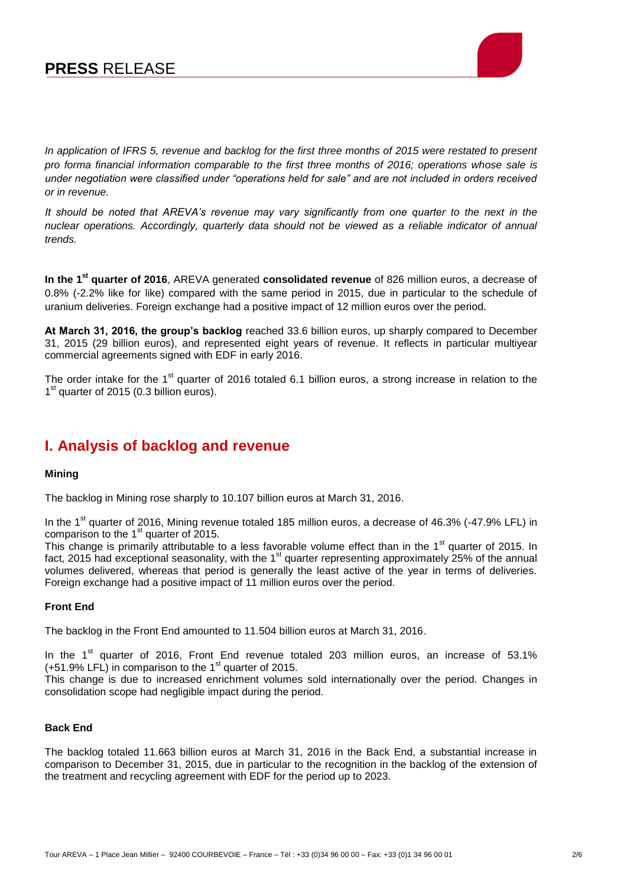*In application of IFRS 5, revenue and backlog for the first three months of 2015 were restated to present pro forma financial information comparable to the first three months of 2016; operations whose sale is under negotiation were classified under "operations held for sale" and are not included in orders received or in revenue.*

*It should be noted that AREVA's revenue may vary significantly from one quarter to the next in the nuclear operations. Accordingly, quarterly data should not be viewed as a reliable indicator of annual trends.*

**In the 1st quarter of 2016**, AREVA generated **consolidated revenue** of 826 million euros, a decrease of 0.8% (-2.2% like for like) compared with the same period in 2015, due in particular to the schedule of uranium deliveries. Foreign exchange had a positive impact of 12 million euros over the period.

**At March 31, 2016, the group's backlog** reached 33.6 billion euros, up sharply compared to December 31, 2015 (29 billion euros), and represented eight years of revenue. It reflects in particular multiyear commercial agreements signed with EDF in early 2016.

The order intake for the 1st quarter of 2016 totaled 6.1 billion euros, a strong increase in relation to the 1st quarter of 2015 (0.3 billion euros).

## I. Analysis of backlog and revenue

### Mining

The backlog in Mining rose sharply to 10.107 billion euros at March 31, 2016.

In the 1st quarter of 2016, Mining revenue totaled 185 million euros, a decrease of 46.3% (-47.9% LFL) in comparison to the 1st quarter of 2015.
This change is primarily attributable to a less favorable volume effect than in the 1st quarter of 2015. In fact, 2015 had exceptional seasonality, with the 1st quarter representing approximately 25% of the annual volumes delivered, whereas that period is generally the least active of the year in terms of deliveries. Foreign exchange had a positive impact of 11 million euros over the period.

### Front End

The backlog in the Front End amounted to 11.504 billion euros at March 31, 2016.

In the 1st quarter of 2016, Front End revenue totaled 203 million euros, an increase of 53.1% (+51.9% LFL) in comparison to the 1st quarter of 2015.
This change is due to increased enrichment volumes sold internationally over the period. Changes in consolidation scope had negligible impact during the period.

### Back End

The backlog totaled 11.663 billion euros at March 31, 2016 in the Back End, a substantial increase in comparison to December 31, 2015, due in particular to the recognition in the backlog of the extension of the treatment and recycling agreement with EDF for the period up to 2023.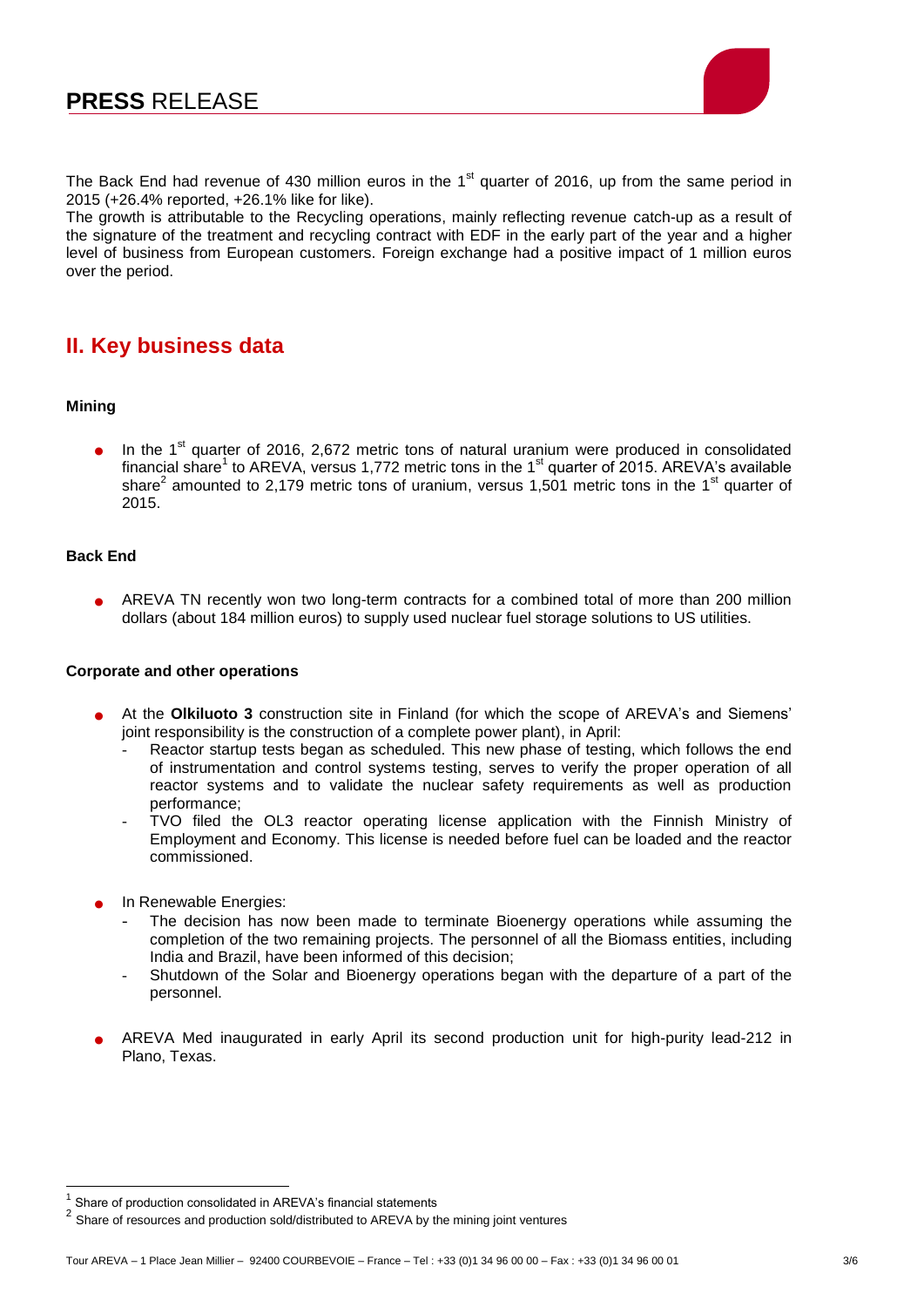The Back End had revenue of 430 million euros in the 1st quarter of 2016, up from the same period in 2015 (+26.4% reported, +26.1% like for like).
The growth is attributable to the Recycling operations, mainly reflecting revenue catch-up as a result of the signature of the treatment and recycling contract with EDF in the early part of the year and a higher level of business from European customers. Foreign exchange had a positive impact of 1 million euros over the period.

## II. Key business data

**Mining**

- In the 1st quarter of 2016, 2,672 metric tons of natural uranium were produced in consolidated financial share[1] to AREVA, versus 1,772 metric tons in the 1st quarter of 2015. AREVA's available share[2] amounted to 2,179 metric tons of uranium, versus 1,501 metric tons in the 1st quarter of 2015.

**Back End**

- AREVA TN recently won two long-term contracts for a combined total of more than 200 million dollars (about 184 million euros) to supply used nuclear fuel storage solutions to US utilities.

**Corporate and other operations**

- At the **Olkiluoto 3** construction site in Finland (for which the scope of AREVA's and Siemens' joint responsibility is the construction of a complete power plant), in April:
  - Reactor startup tests began as scheduled. This new phase of testing, which follows the end of instrumentation and control systems testing, serves to verify the proper operation of all reactor systems and to validate the nuclear safety requirements as well as production performance;
  - TVO filed the OL3 reactor operating license application with the Finnish Ministry of Employment and Economy. This license is needed before fuel can be loaded and the reactor commissioned.

- In Renewable Energies:
  - The decision has now been made to terminate Bioenergy operations while assuming the completion of the two remaining projects. The personnel of all the Biomass entities, including India and Brazil, have been informed of this decision;
  - Shutdown of the Solar and Bioenergy operations began with the departure of a part of the personnel.

- AREVA Med inaugurated in early April its second production unit for high-purity lead-212 in Plano, Texas.

---

[1] Share of production consolidated in AREVA's financial statements

[2] Share of resources and production sold/distributed to AREVA by the mining joint ventures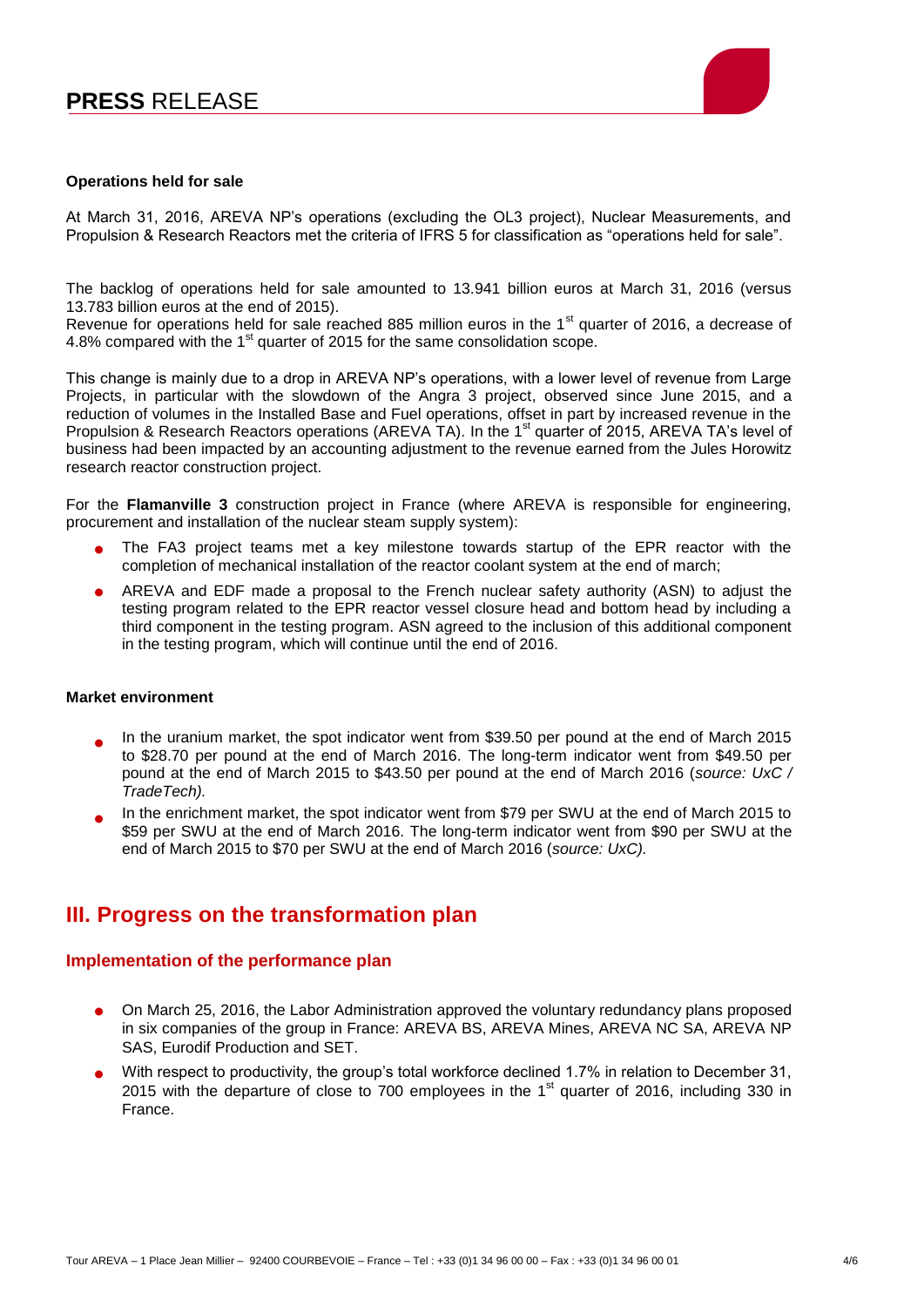**Operations held for sale**

At March 31, 2016, AREVA NP's operations (excluding the OL3 project), Nuclear Measurements, and Propulsion & Research Reactors met the criteria of IFRS 5 for classification as "operations held for sale".

The backlog of operations held for sale amounted to 13.941 billion euros at March 31, 2016 (versus 13.783 billion euros at the end of 2015).
Revenue for operations held for sale reached 885 million euros in the 1st quarter of 2016, a decrease of 4.8% compared with the 1st quarter of 2015 for the same consolidation scope.

This change is mainly due to a drop in AREVA NP's operations, with a lower level of revenue from Large Projects, in particular with the slowdown of the Angra 3 project, observed since June 2015, and a reduction of volumes in the Installed Base and Fuel operations, offset in part by increased revenue in the Propulsion & Research Reactors operations (AREVA TA). In the 1st quarter of 2015, AREVA TA's level of business had been impacted by an accounting adjustment to the revenue earned from the Jules Horowitz research reactor construction project.

For the **Flamanville 3** construction project in France (where AREVA is responsible for engineering, procurement and installation of the nuclear steam supply system):

- The FA3 project teams met a key milestone towards startup of the EPR reactor with the completion of mechanical installation of the reactor coolant system at the end of march;
- AREVA and EDF made a proposal to the French nuclear safety authority (ASN) to adjust the testing program related to the EPR reactor vessel closure head and bottom head by including a third component in the testing program. ASN agreed to the inclusion of this additional component in the testing program, which will continue until the end of 2016.

**Market environment**

- In the uranium market, the spot indicator went from \$39.50 per pound at the end of March 2015 to \$28.70 per pound at the end of March 2016. The long-term indicator went from \$49.50 per pound at the end of March 2015 to \$43.50 per pound at the end of March 2016 (*source: UxC / TradeTech).*
- In the enrichment market, the spot indicator went from \$79 per SWU at the end of March 2015 to \$59 per SWU at the end of March 2016. The long-term indicator went from \$90 per SWU at the end of March 2015 to \$70 per SWU at the end of March 2016 (*source: UxC).*

## III. Progress on the transformation plan

### Implementation of the performance plan

- On March 25, 2016, the Labor Administration approved the voluntary redundancy plans proposed in six companies of the group in France: AREVA BS, AREVA Mines, AREVA NC SA, AREVA NP SAS, Eurodif Production and SET.
- With respect to productivity, the group's total workforce declined 1.7% in relation to December 31, 2015 with the departure of close to 700 employees in the 1st quarter of 2016, including 330 in France.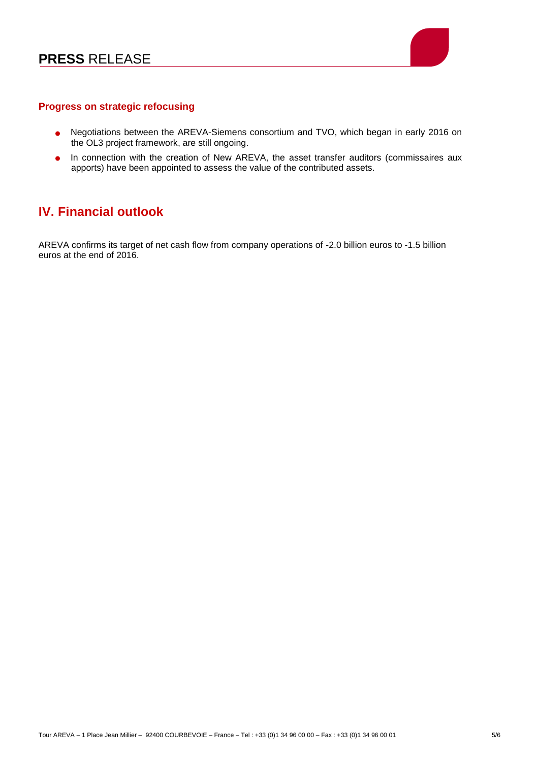### Progress on strategic refocusing

- Negotiations between the AREVA-Siemens consortium and TVO, which began in early 2016 on the OL3 project framework, are still ongoing.
- In connection with the creation of New AREVA, the asset transfer auditors (commissaires aux apports) have been appointed to assess the value of the contributed assets.

## IV. Financial outlook

AREVA confirms its target of net cash flow from company operations of -2.0 billion euros to -1.5 billion euros at the end of 2016.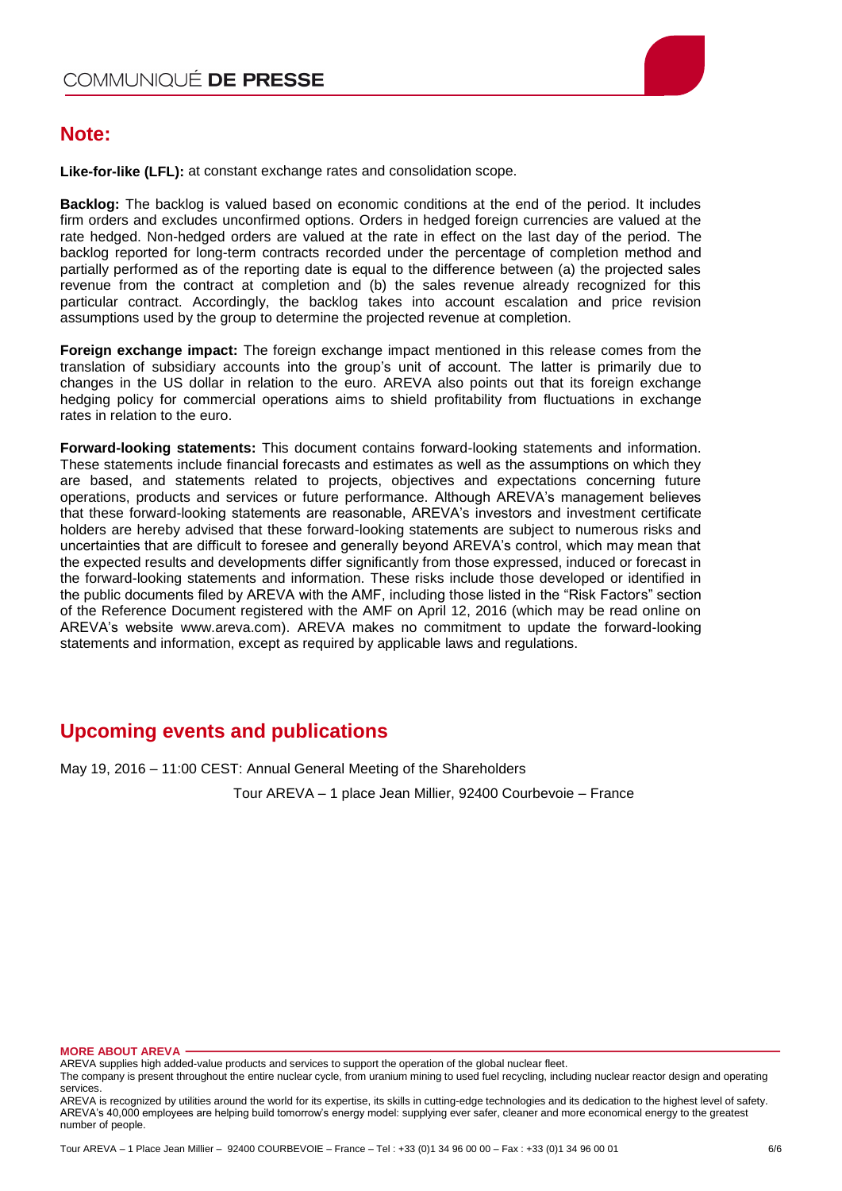## Note:

**Like-for-like (LFL):** at constant exchange rates and consolidation scope.

**Backlog:** The backlog is valued based on economic conditions at the end of the period. It includes firm orders and excludes unconfirmed options. Orders in hedged foreign currencies are valued at the rate hedged. Non-hedged orders are valued at the rate in effect on the last day of the period. The backlog reported for long-term contracts recorded under the percentage of completion method and partially performed as of the reporting date is equal to the difference between (a) the projected sales revenue from the contract at completion and (b) the sales revenue already recognized for this particular contract. Accordingly, the backlog takes into account escalation and price revision assumptions used by the group to determine the projected revenue at completion.

**Foreign exchange impact:** The foreign exchange impact mentioned in this release comes from the translation of subsidiary accounts into the group's unit of account. The latter is primarily due to changes in the US dollar in relation to the euro. AREVA also points out that its foreign exchange hedging policy for commercial operations aims to shield profitability from fluctuations in exchange rates in relation to the euro.

**Forward-looking statements:** This document contains forward-looking statements and information. These statements include financial forecasts and estimates as well as the assumptions on which they are based, and statements related to projects, objectives and expectations concerning future operations, products and services or future performance. Although AREVA's management believes that these forward-looking statements are reasonable, AREVA's investors and investment certificate holders are hereby advised that these forward-looking statements are subject to numerous risks and uncertainties that are difficult to foresee and generally beyond AREVA's control, which may mean that the expected results and developments differ significantly from those expressed, induced or forecast in the forward-looking statements and information. These risks include those developed or identified in the public documents filed by AREVA with the AMF, including those listed in the "Risk Factors" section of the Reference Document registered with the AMF on April 12, 2016 (which may be read online on AREVA's website www.areva.com). AREVA makes no commitment to update the forward-looking statements and information, except as required by applicable laws and regulations.

## Upcoming events and publications

May 19, 2016 – 11:00 CEST: Annual General Meeting of the Shareholders

Tour AREVA – 1 place Jean Millier, 92400 Courbevoie – France

**MORE ABOUT AREVA**

AREVA supplies high added-value products and services to support the operation of the global nuclear fleet.

The company is present throughout the entire nuclear cycle, from uranium mining to used fuel recycling, including nuclear reactor design and operating services.

AREVA is recognized by utilities around the world for its expertise, its skills in cutting-edge technologies and its dedication to the highest level of safety. AREVA's 40,000 employees are helping build tomorrow's energy model: supplying ever safer, cleaner and more economical energy to the greatest number of people.